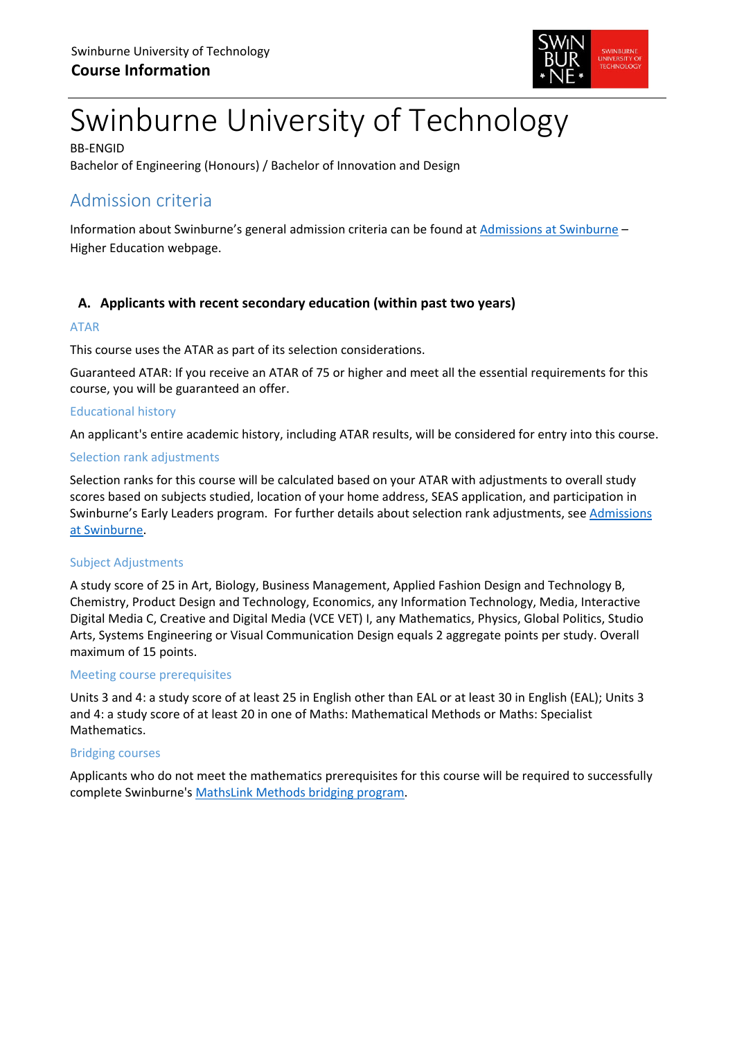# Swinburne University of Technology

BB-ENGID

Bachelor of Engineering (Honours) / Bachelor of Innovation and Design

## Admission criteria

Information about Swinburne's general admission criteria can be found at [Admissions at Swinburne](#) – Higher Education webpage.

### A. Applicants with recent secondary education (within past two years)

#### ATAR

This course uses the ATAR as part of its selection considerations.

Guaranteed ATAR: If you receive an ATAR of 75 or higher and meet all the essential requirements for this course, you will be guaranteed an offer.

#### Educational history

An applicant's entire academic history, including ATAR results, will be considered for entry into this course.

#### Selection rank adjustments

Selection ranks for this course will be calculated based on your ATAR with adjustments to overall study scores based on subjects studied, location of your home address, SEAS application, and participation in Swinburne's Early Leaders program. For further details about selection rank adjustments, see [Admissions at Swinburne](#).

#### Subject Adjustments

A study score of 25 in Art, Biology, Business Management, Applied Fashion Design and Technology B, Chemistry, Product Design and Technology, Economics, any Information Technology, Media, Interactive Digital Media C, Creative and Digital Media (VCE VET) I, any Mathematics, Physics, Global Politics, Studio Arts, Systems Engineering or Visual Communication Design equals 2 aggregate points per study. Overall maximum of 15 points.

#### Meeting course prerequisites

Units 3 and 4: a study score of at least 25 in English other than EAL or at least 30 in English (EAL); Units 3 and 4: a study score of at least 20 in one of Maths: Mathematical Methods or Maths: Specialist Mathematics.

#### Bridging courses

Applicants who do not meet the mathematics prerequisites for this course will be required to successfully complete Swinburne's [MathsLink Methods bridging program](#).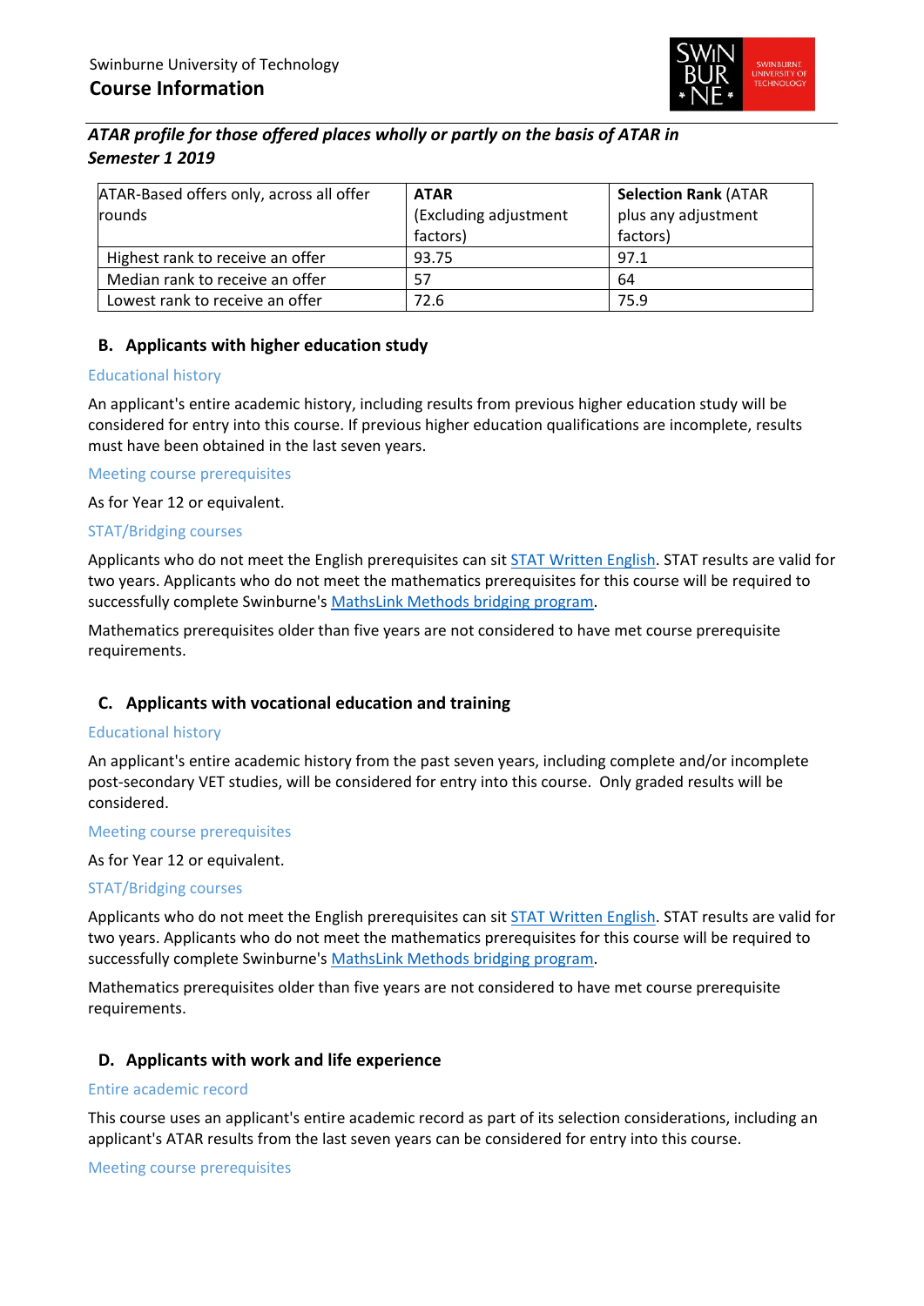### *ATAR profile for those offered places wholly or partly on the basis of ATAR in Semester 1 2019*

| ATAR-Based offers only, across all offer rounds | **ATAR** (Excluding adjustment factors) | **Selection Rank** (ATAR plus any adjustment factors) |
|---|---|---|
| Highest rank to receive an offer | 93.75 | 97.1 |
| Median rank to receive an offer | 57 | 64 |
| Lowest rank to receive an offer | 72.6 | 75.9 |

## B. Applicants with higher education study

### Educational history

An applicant's entire academic history, including results from previous higher education study will be considered for entry into this course. If previous higher education qualifications are incomplete, results must have been obtained in the last seven years.

### Meeting course prerequisites

As for Year 12 or equivalent.

### STAT/Bridging courses

Applicants who do not meet the English prerequisites can sit STAT Written English. STAT results are valid for two years. Applicants who do not meet the mathematics prerequisites for this course will be required to successfully complete Swinburne's MathsLink Methods bridging program.

Mathematics prerequisites older than five years are not considered to have met course prerequisite requirements.

## C. Applicants with vocational education and training

### Educational history

An applicant's entire academic history from the past seven years, including complete and/or incomplete post-secondary VET studies, will be considered for entry into this course. Only graded results will be considered.

### Meeting course prerequisites

As for Year 12 or equivalent.

### STAT/Bridging courses

Applicants who do not meet the English prerequisites can sit STAT Written English. STAT results are valid for two years. Applicants who do not meet the mathematics prerequisites for this course will be required to successfully complete Swinburne's MathsLink Methods bridging program.

Mathematics prerequisites older than five years are not considered to have met course prerequisite requirements.

## D. Applicants with work and life experience

### Entire academic record

This course uses an applicant's entire academic record as part of its selection considerations, including an applicant's ATAR results from the last seven years can be considered for entry into this course.

### Meeting course prerequisites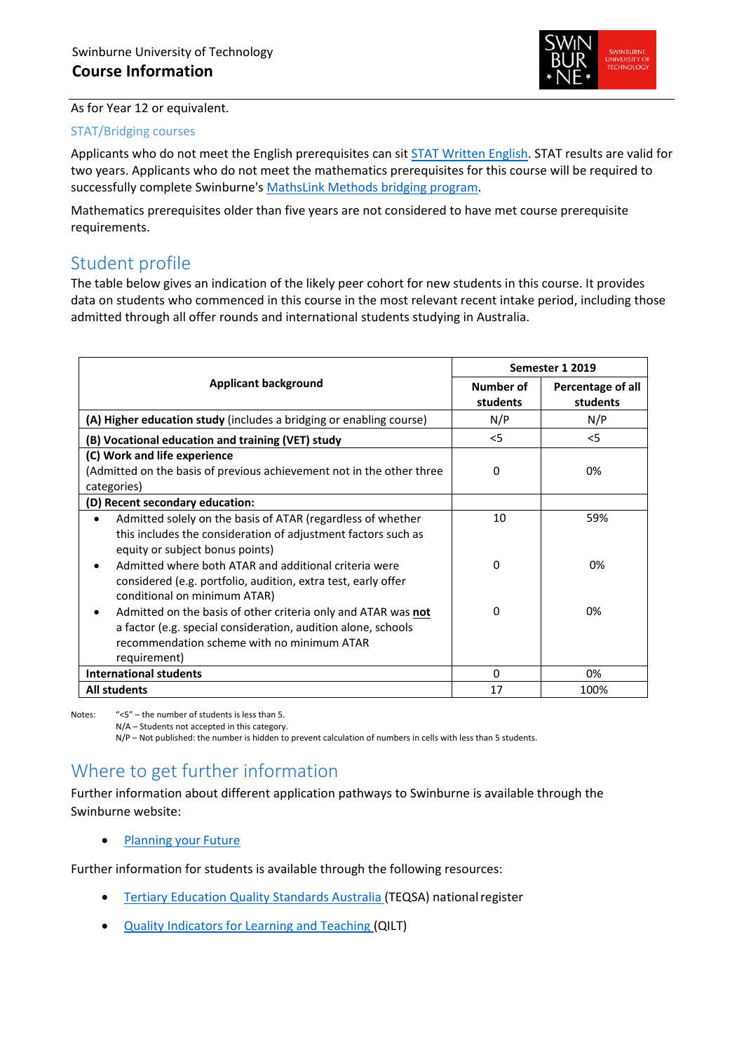As for Year 12 or equivalent.

### STAT/Bridging courses

Applicants who do not meet the English prerequisites can sit STAT Written English. STAT results are valid for two years. Applicants who do not meet the mathematics prerequisites for this course will be required to successfully complete Swinburne's MathsLink Methods bridging program.

Mathematics prerequisites older than five years are not considered to have met course prerequisite requirements.

## Student profile

The table below gives an indication of the likely peer cohort for new students in this course. It provides data on students who commenced in this course in the most relevant recent intake period, including those admitted through all offer rounds and international students studying in Australia.

| Applicant background | Semester 1 2019 | |
|---|---|---|
| | **Number of students** | **Percentage of all students** |
| **(A) Higher education study** (includes a bridging or enabling course) | N/P | N/P |
| **(B) Vocational education and training (VET) study** | <5 | <5 |
| **(C) Work and life experience** (Admitted on the basis of previous achievement not in the other three categories) | 0 | 0% |
| **(D) Recent secondary education:** | | |
| • Admitted solely on the basis of ATAR (regardless of whether this includes the consideration of adjustment factors such as equity or subject bonus points) | 10 | 59% |
| • Admitted where both ATAR and additional criteria were considered (e.g. portfolio, audition, extra test, early offer conditional on minimum ATAR) | 0 | 0% |
| • Admitted on the basis of other criteria only and ATAR was **not** a factor (e.g. special consideration, audition alone, schools recommendation scheme with no minimum ATAR requirement) | 0 | 0% |
| **International students** | 0 | 0% |
| **All students** | 17 | 100% |

Notes: "<5" – the number of students is less than 5.
N/A – Students not accepted in this category.
N/P – Not published: the number is hidden to prevent calculation of numbers in cells with less than 5 students.

## Where to get further information

Further information about different application pathways to Swinburne is available through the Swinburne website:

- Planning your Future

Further information for students is available through the following resources:

- Tertiary Education Quality Standards Australia (TEQSA) national register
- Quality Indicators for Learning and Teaching (QILT)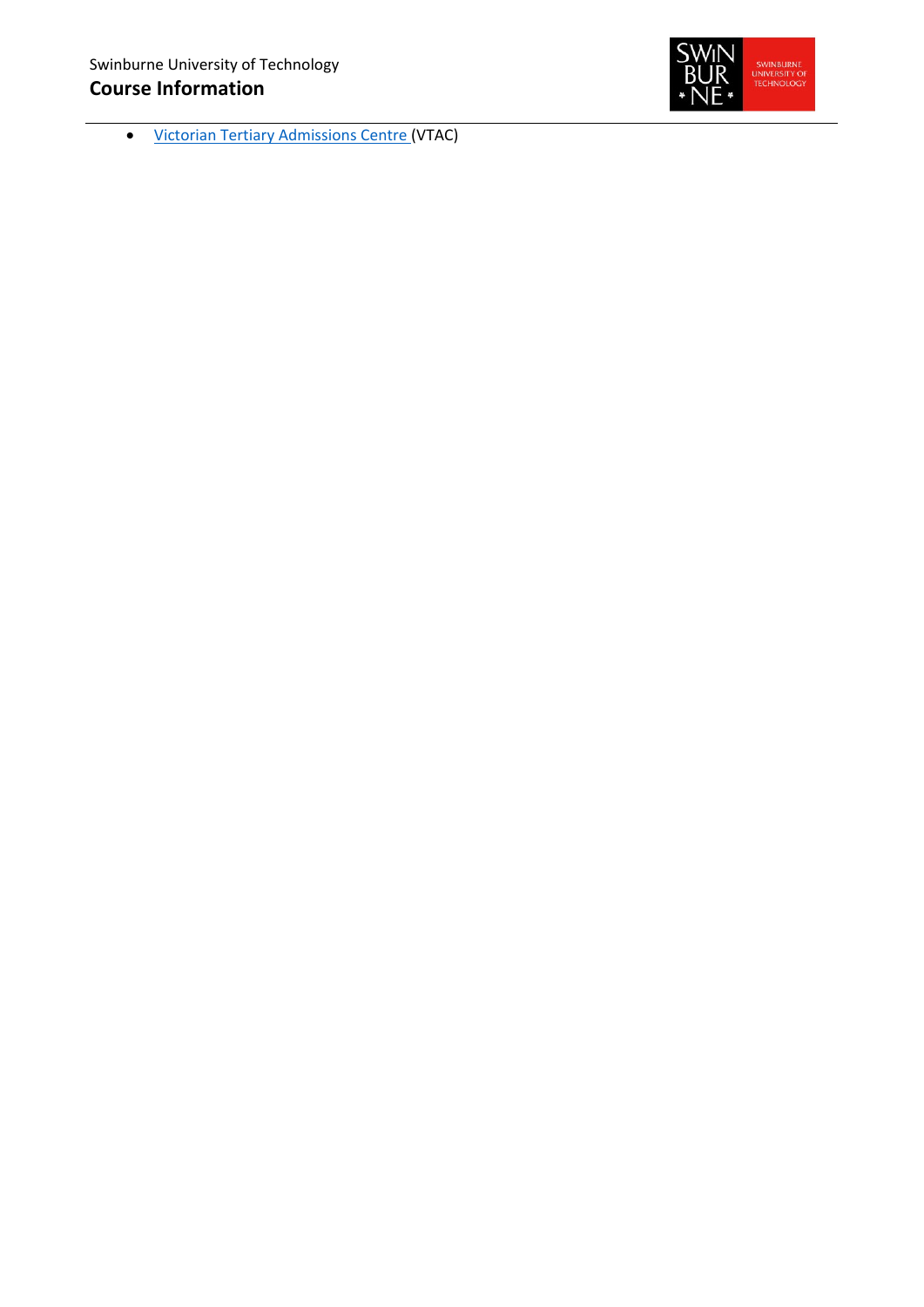- Victorian Tertiary Admissions Centre (VTAC)